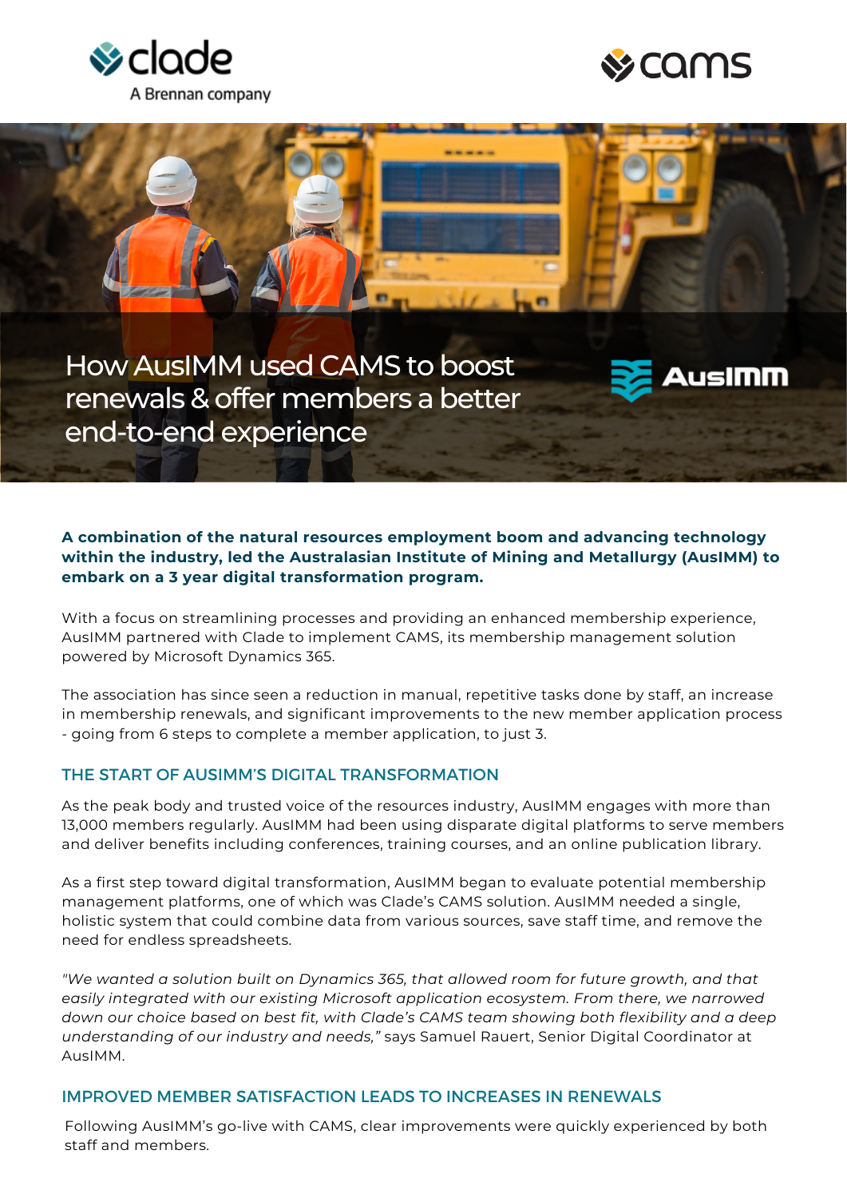clade
A Brennan company

cams

# How AusIMM used CAMS to boost renewals & offer members a better end-to-end experience

AusIMM

**A combination of the natural resources employment boom and advancing technology within the industry, led the Australasian Institute of Mining and Metallurgy (AusIMM) to embark on a 3 year digital transformation program.**

With a focus on streamlining processes and providing an enhanced membership experience, AusIMM partnered with Clade to implement CAMS, its membership management solution powered by Microsoft Dynamics 365.

The association has since seen a reduction in manual, repetitive tasks done by staff, an increase in membership renewals, and significant improvements to the new member application process - going from 6 steps to complete a member application, to just 3.

## THE START OF AUSIMM'S DIGITAL TRANSFORMATION

As the peak body and trusted voice of the resources industry, AusIMM engages with more than 13,000 members regularly. AusIMM had been using disparate digital platforms to serve members and deliver benefits including conferences, training courses, and an online publication library.

As a first step toward digital transformation, AusIMM began to evaluate potential membership management platforms, one of which was Clade's CAMS solution. AusIMM needed a single, holistic system that could combine data from various sources, save staff time, and remove the need for endless spreadsheets.

*"We wanted a solution built on Dynamics 365, that allowed room for future growth, and that easily integrated with our existing Microsoft application ecosystem. From there, we narrowed down our choice based on best fit, with Clade's CAMS team showing both flexibility and a deep understanding of our industry and needs,"* says Samuel Rauert, Senior Digital Coordinator at AusIMM.

## IMPROVED MEMBER SATISFACTION LEADS TO INCREASES IN RENEWALS

Following AusIMM's go-live with CAMS, clear improvements were quickly experienced by both staff and members.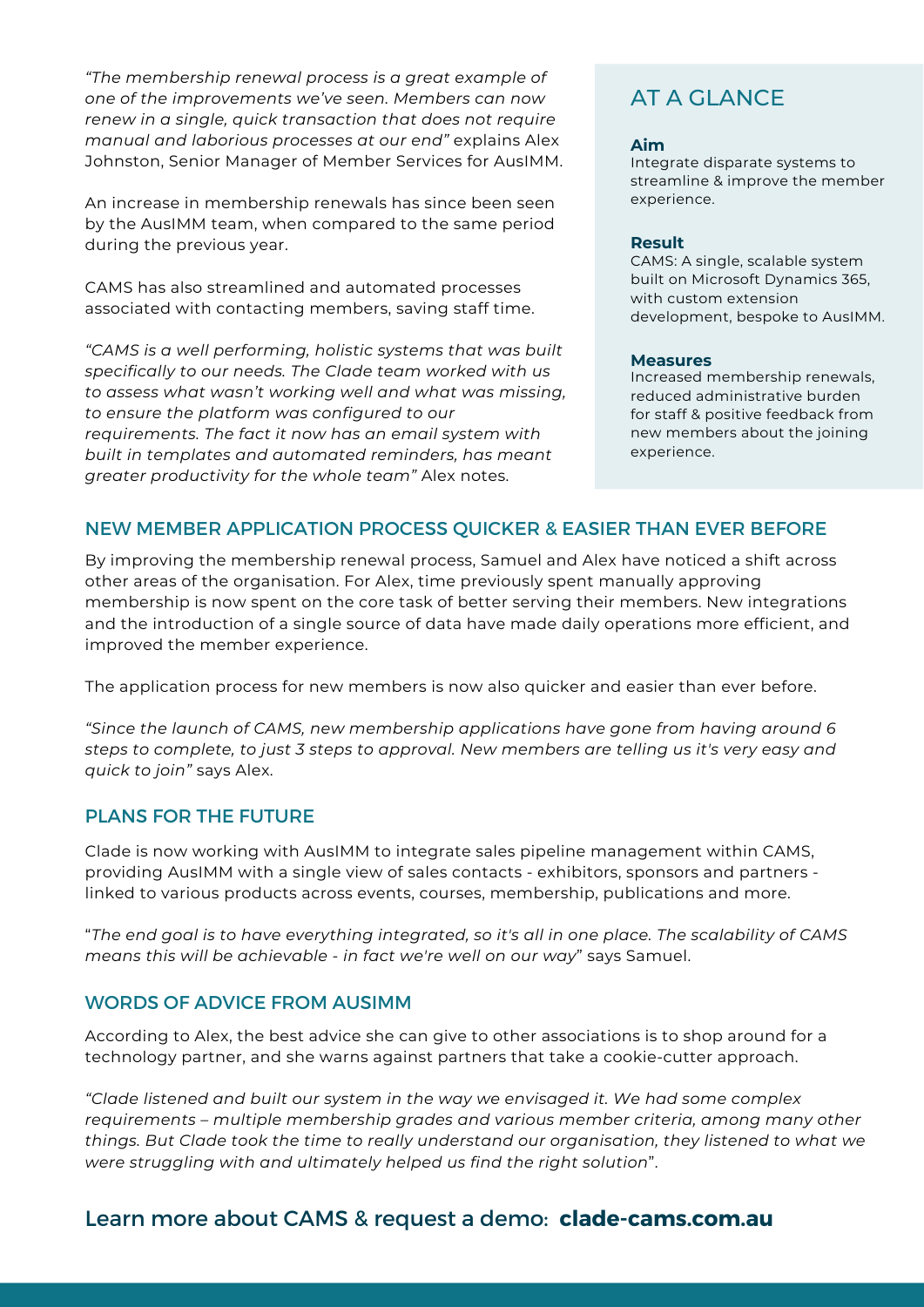*"The membership renewal process is a great example of one of the improvements we've seen. Members can now renew in a single, quick transaction that does not require manual and laborious processes at our end"* explains Alex Johnston, Senior Manager of Member Services for AusIMM.

An increase in membership renewals has since been seen by the AusIMM team, when compared to the same period during the previous year.

CAMS has also streamlined and automated processes associated with contacting members, saving staff time.

*"CAMS is a well performing, holistic systems that was built specifically to our needs. The Clade team worked with us to assess what wasn't working well and what was missing, to ensure the platform was configured to our requirements. The fact it now has an email system with built in templates and automated reminders, has meant greater productivity for the whole team"* Alex notes.

## AT A GLANCE

**Aim**
Integrate disparate systems to streamline & improve the member experience.

**Result**
CAMS: A single, scalable system built on Microsoft Dynamics 365, with custom extension development, bespoke to AusIMM.

**Measures**
Increased membership renewals, reduced administrative burden for staff & positive feedback from new members about the joining experience.

## NEW MEMBER APPLICATION PROCESS QUICKER & EASIER THAN EVER BEFORE

By improving the membership renewal process, Samuel and Alex have noticed a shift across other areas of the organisation. For Alex, time previously spent manually approving membership is now spent on the core task of better serving their members. New integrations and the introduction of a single source of data have made daily operations more efficient, and improved the member experience.

The application process for new members is now also quicker and easier than ever before.

*"Since the launch of CAMS, new membership applications have gone from having around 6 steps to complete, to just 3 steps to approval. New members are telling us it's very easy and quick to join"* says Alex.

## PLANS FOR THE FUTURE

Clade is now working with AusIMM to integrate sales pipeline management within CAMS, providing AusIMM with a single view of sales contacts - exhibitors, sponsors and partners - linked to various products across events, courses, membership, publications and more.

"*The end goal is to have everything integrated, so it's all in one place. The scalability of CAMS means this will be achievable - in fact we're well on our way*" says Samuel.

## WORDS OF ADVICE FROM AUSIMM

According to Alex, the best advice she can give to other associations is to shop around for a technology partner, and she warns against partners that take a cookie-cutter approach.

*"Clade listened and built our system in the way we envisaged it. We had some complex requirements – multiple membership grades and various member criteria, among many other things. But Clade took the time to really understand our organisation, they listened to what we were struggling with and ultimately helped us find the right solution*".

## Learn more about CAMS & request a demo: **clade-cams.com.au**